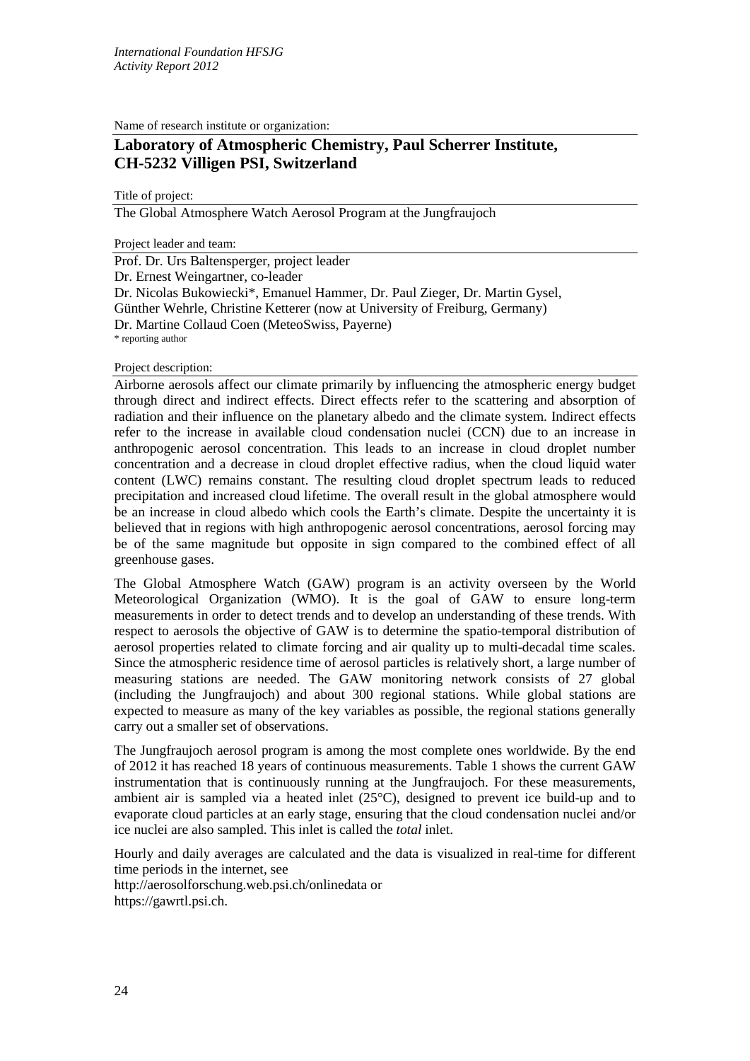Name of research institute or organization:

# Laboratory of Atmospheric Chemistry, Paul Scherrer Institute, CH-5232 Villigen PSI, Switzerland

Title of project:

The Global Atmosphere Watch Aerosol Program at the Jungfraujoch

Project leader and team:

Prof. Dr. Urs Baltensperger, project leader
Dr. Ernest Weingartner, co-leader
Dr. Nicolas Bukowiecki*, Emanuel Hammer, Dr. Paul Zieger, Dr. Martin Gysel,
Günther Wehrle, Christine Ketterer (now at University of Freiburg, Germany)
Dr. Martine Collaud Coen (MeteoSwiss, Payerne)
* reporting author

Project description:

Airborne aerosols affect our climate primarily by influencing the atmospheric energy budget through direct and indirect effects. Direct effects refer to the scattering and absorption of radiation and their influence on the planetary albedo and the climate system. Indirect effects refer to the increase in available cloud condensation nuclei (CCN) due to an increase in anthropogenic aerosol concentration. This leads to an increase in cloud droplet number concentration and a decrease in cloud droplet effective radius, when the cloud liquid water content (LWC) remains constant. The resulting cloud droplet spectrum leads to reduced precipitation and increased cloud lifetime. The overall result in the global atmosphere would be an increase in cloud albedo which cools the Earth's climate. Despite the uncertainty it is believed that in regions with high anthropogenic aerosol concentrations, aerosol forcing may be of the same magnitude but opposite in sign compared to the combined effect of all greenhouse gases.

The Global Atmosphere Watch (GAW) program is an activity overseen by the World Meteorological Organization (WMO). It is the goal of GAW to ensure long-term measurements in order to detect trends and to develop an understanding of these trends. With respect to aerosols the objective of GAW is to determine the spatio-temporal distribution of aerosol properties related to climate forcing and air quality up to multi-decadal time scales. Since the atmospheric residence time of aerosol particles is relatively short, a large number of measuring stations are needed. The GAW monitoring network consists of 27 global (including the Jungfraujoch) and about 300 regional stations. While global stations are expected to measure as many of the key variables as possible, the regional stations generally carry out a smaller set of observations.

The Jungfraujoch aerosol program is among the most complete ones worldwide. By the end of 2012 it has reached 18 years of continuous measurements. Table 1 shows the current GAW instrumentation that is continuously running at the Jungfraujoch. For these measurements, ambient air is sampled via a heated inlet (25°C), designed to prevent ice build-up and to evaporate cloud particles at an early stage, ensuring that the cloud condensation nuclei and/or ice nuclei are also sampled. This inlet is called the *total* inlet.

Hourly and daily averages are calculated and the data is visualized in real-time for different time periods in the internet, see
http://aerosolforschung.web.psi.ch/onlinedata or
https://gawrtl.psi.ch.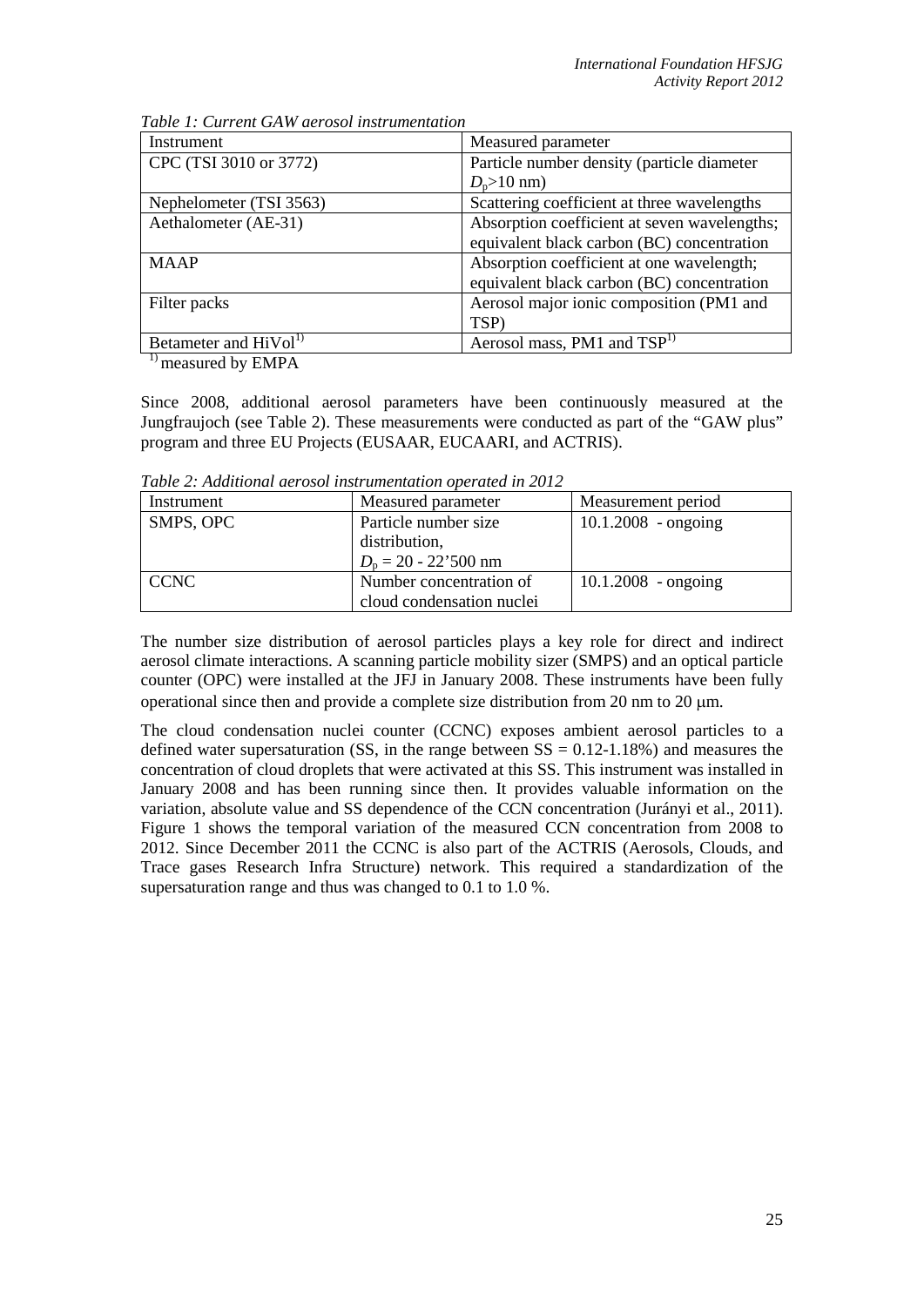*Table 1: Current GAW aerosol instrumentation*

| Instrument | Measured parameter |
|---|---|
| CPC (TSI 3010 or 3772) | Particle number density (particle diameter $D_p$>10 nm) |
| Nephelometer (TSI 3563) | Scattering coefficient at three wavelengths |
| Aethalometer (AE-31) | Absorption coefficient at seven wavelengths; equivalent black carbon (BC) concentration |
| MAAP | Absorption coefficient at one wavelength; equivalent black carbon (BC) concentration |
| Filter packs | Aerosol major ionic composition (PM1 and TSP) |
| Betameter and HiVol[1)] | Aerosol mass, PM1 and TSP[1)] |

[1)] measured by EMPA

Since 2008, additional aerosol parameters have been continuously measured at the Jungfraujoch (see Table 2). These measurements were conducted as part of the "GAW plus" program and three EU Projects (EUSAAR, EUCAARI, and ACTRIS).

*Table 2: Additional aerosol instrumentation operated in 2012*

| Instrument | Measured parameter | Measurement period |
|---|---|---|
| SMPS, OPC | Particle number size distribution, $D_p$ = 20 - 22'500 nm | 10.1.2008 - ongoing |
| CCNC | Number concentration of cloud condensation nuclei | 10.1.2008 - ongoing |

The number size distribution of aerosol particles plays a key role for direct and indirect aerosol climate interactions. A scanning particle mobility sizer (SMPS) and an optical particle counter (OPC) were installed at the JFJ in January 2008. These instruments have been fully operational since then and provide a complete size distribution from 20 nm to 20 μm.

The cloud condensation nuclei counter (CCNC) exposes ambient aerosol particles to a defined water supersaturation (SS, in the range between SS = 0.12-1.18%) and measures the concentration of cloud droplets that were activated at this SS. This instrument was installed in January 2008 and has been running since then. It provides valuable information on the variation, absolute value and SS dependence of the CCN concentration (Jurányi et al., 2011). Figure 1 shows the temporal variation of the measured CCN concentration from 2008 to 2012. Since December 2011 the CCNC is also part of the ACTRIS (Aerosols, Clouds, and Trace gases Research Infra Structure) network. This required a standardization of the supersaturation range and thus was changed to 0.1 to 1.0 %.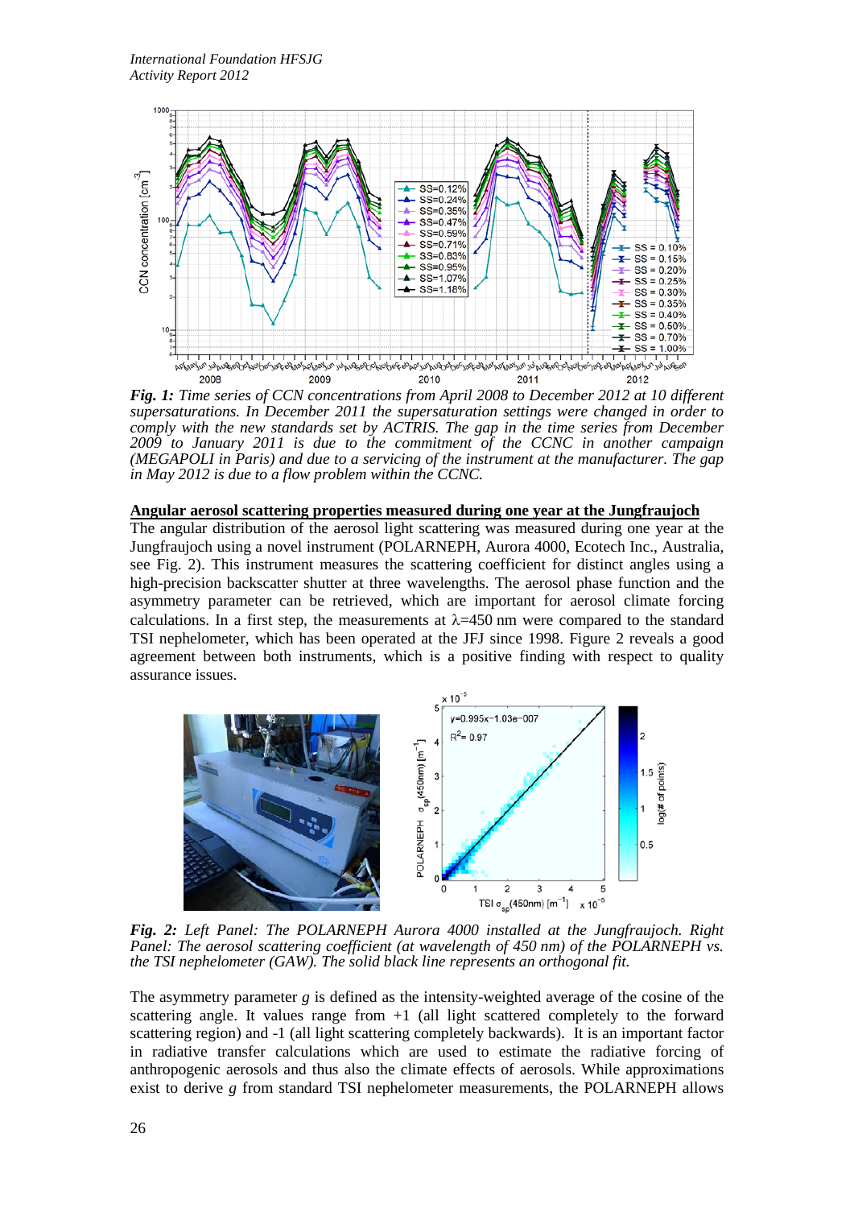*Fig. 1: Time series of CCN concentrations from April 2008 to December 2012 at 10 different supersaturations. In December 2011 the supersaturation settings were changed in order to comply with the new standards set by ACTRIS. The gap in the time series from December 2009 to January 2011 is due to the commitment of the CCNC in another campaign (MEGAPOLI in Paris) and due to a servicing of the instrument at the manufacturer. The gap in May 2012 is due to a flow problem within the CCNC.*

## Angular aerosol scattering properties measured during one year at the Jungfraujoch

The angular distribution of the aerosol light scattering was measured during one year at the Jungfraujoch using a novel instrument (POLARNEPH, Aurora 4000, Ecotech Inc., Australia, see Fig. 2). This instrument measures the scattering coefficient for distinct angles using a high-precision backscatter shutter at three wavelengths. The aerosol phase function and the asymmetry parameter can be retrieved, which are important for aerosol climate forcing calculations. In a first step, the measurements at $\lambda$=450 nm were compared to the standard TSI nephelometer, which has been operated at the JFJ since 1998. Figure 2 reveals a good agreement between both instruments, which is a positive finding with respect to quality assurance issues.

*Fig. 2: Left Panel: The POLARNEPH Aurora 4000 installed at the Jungfraujoch. Right Panel: The aerosol scattering coefficient (at wavelength of 450 nm) of the POLARNEPH vs. the TSI nephelometer (GAW). The solid black line represents an orthogonal fit.*

The asymmetry parameter *g* is defined as the intensity-weighted average of the cosine of the scattering angle. It values range from +1 (all light scattered completely to the forward scattering region) and -1 (all light scattering completely backwards). It is an important factor in radiative transfer calculations which are used to estimate the radiative forcing of anthropogenic aerosols and thus also the climate effects of aerosols. While approximations exist to derive *g* from standard TSI nephelometer measurements, the POLARNEPH allows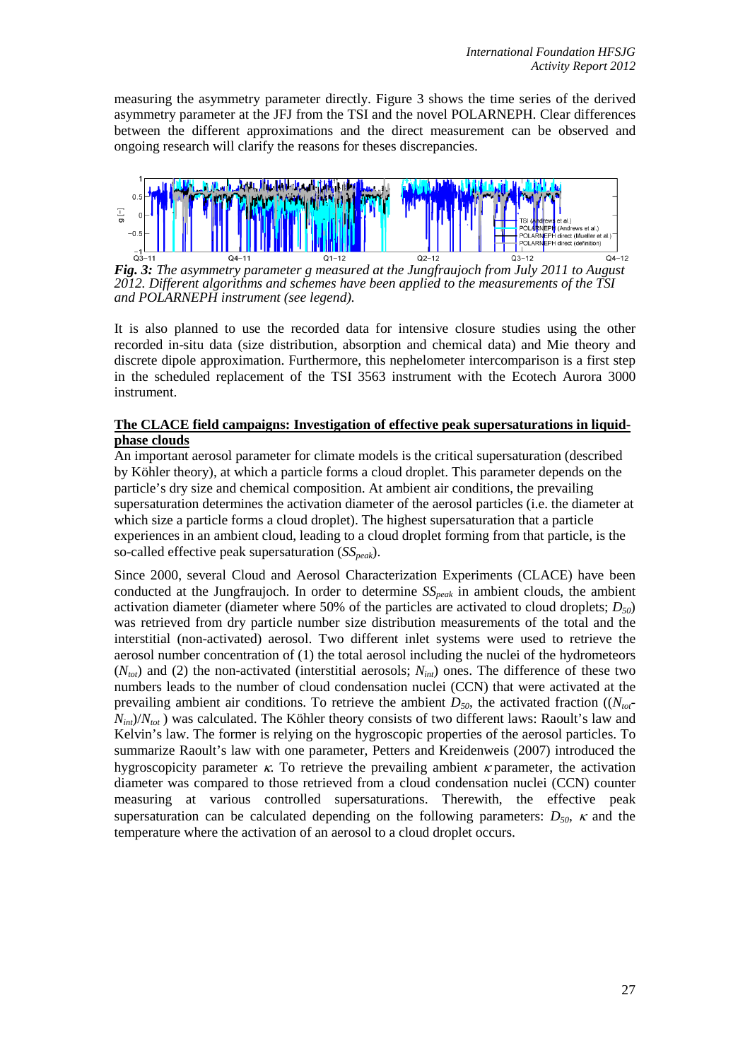measuring the asymmetry parameter directly. Figure 3 shows the time series of the derived asymmetry parameter at the JFJ from the TSI and the novel POLARNEPH. Clear differences between the different approximations and the direct measurement can be observed and ongoing research will clarify the reasons for theses discrepancies.

***Fig. 3:*** *The asymmetry parameter g measured at the Jungfraujoch from July 2011 to August 2012. Different algorithms and schemes have been applied to the measurements of the TSI and POLARNEPH instrument (see legend).*

It is also planned to use the recorded data for intensive closure studies using the other recorded in-situ data (size distribution, absorption and chemical data) and Mie theory and discrete dipole approximation. Furthermore, this nephelometer intercomparison is a first step in the scheduled replacement of the TSI 3563 instrument with the Ecotech Aurora 3000 instrument.

## The CLACE field campaigns: Investigation of effective peak supersaturations in liquid-phase clouds

An important aerosol parameter for climate models is the critical supersaturation (described by Köhler theory), at which a particle forms a cloud droplet. This parameter depends on the particle's dry size and chemical composition. At ambient air conditions, the prevailing supersaturation determines the activation diameter of the aerosol particles (i.e. the diameter at which size a particle forms a cloud droplet). The highest supersaturation that a particle experiences in an ambient cloud, leading to a cloud droplet forming from that particle, is the so-called effective peak supersaturation ($SS_{peak}$).

Since 2000, several Cloud and Aerosol Characterization Experiments (CLACE) have been conducted at the Jungfraujoch. In order to determine $SS_{peak}$ in ambient clouds, the ambient activation diameter (diameter where 50% of the particles are activated to cloud droplets; $D_{50}$) was retrieved from dry particle number size distribution measurements of the total and the interstitial (non-activated) aerosol. Two different inlet systems were used to retrieve the aerosol number concentration of (1) the total aerosol including the nuclei of the hydrometeors ($N_{tot}$) and (2) the non-activated (interstitial aerosols; $N_{int}$) ones. The difference of these two numbers leads to the number of cloud condensation nuclei (CCN) that were activated at the prevailing ambient air conditions. To retrieve the ambient $D_{50}$, the activated fraction ($(N_{tot}$-$N_{int})/N_{tot}$ ) was calculated. The Köhler theory consists of two different laws: Raoult's law and Kelvin's law. The former is relying on the hygroscopic properties of the aerosol particles. To summarize Raoult's law with one parameter, Petters and Kreidenweis (2007) introduced the hygroscopicity parameter $\kappa$. To retrieve the prevailing ambient $\kappa$ parameter, the activation diameter was compared to those retrieved from a cloud condensation nuclei (CCN) counter measuring at various controlled supersaturations. Therewith, the effective peak supersaturation can be calculated depending on the following parameters: $D_{50}$, $\kappa$ and the temperature where the activation of an aerosol to a cloud droplet occurs.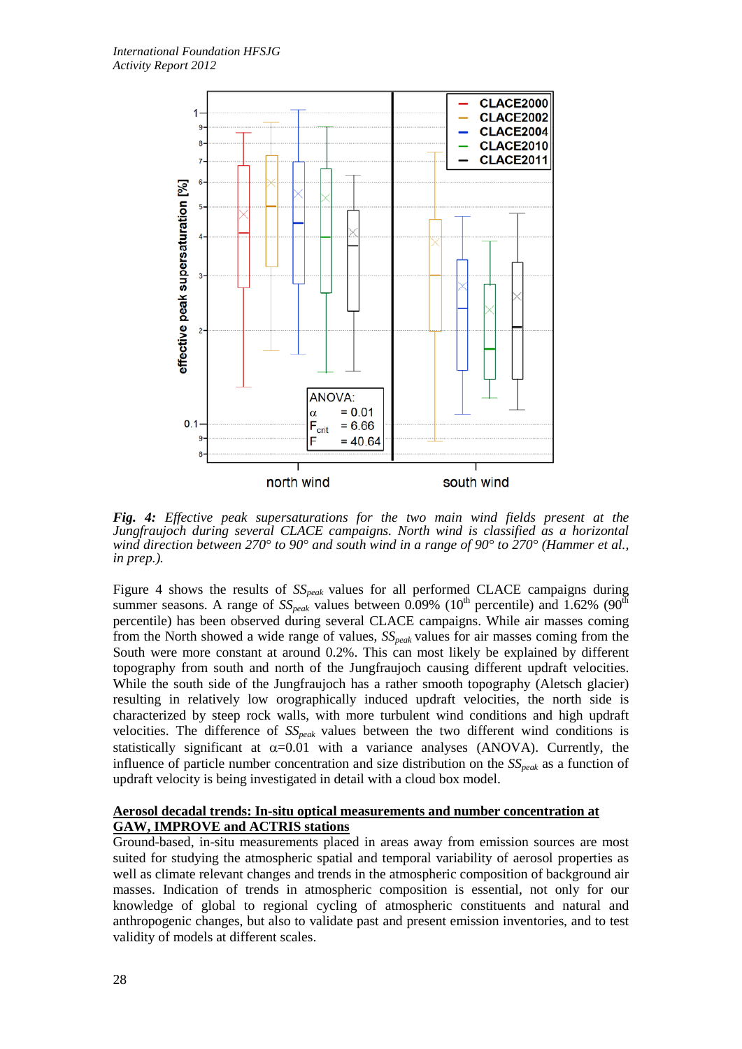*Fig. 4: Effective peak supersaturations for the two main wind fields present at the Jungfraujoch during several CLACE campaigns. North wind is classified as a horizontal wind direction between 270° to 90° and south wind in a range of 90° to 270° (Hammer et al., in prep.).*

Figure 4 shows the results of $SS_{peak}$ values for all performed CLACE campaigns during summer seasons. A range of $SS_{peak}$ values between 0.09% ($10^{th}$ percentile) and 1.62% ($90^{th}$ percentile) has been observed during several CLACE campaigns. While air masses coming from the North showed a wide range of values, $SS_{peak}$ values for air masses coming from the South were more constant at around 0.2%. This can most likely be explained by different topography from south and north of the Jungfraujoch causing different updraft velocities. While the south side of the Jungfraujoch has a rather smooth topography (Aletsch glacier) resulting in relatively low orographically induced updraft velocities, the north side is characterized by steep rock walls, with more turbulent wind conditions and high updraft velocities. The difference of $SS_{peak}$ values between the two different wind conditions is statistically significant at $\alpha$=0.01 with a variance analyses (ANOVA). Currently, the influence of particle number concentration and size distribution on the $SS_{peak}$ as a function of updraft velocity is being investigated in detail with a cloud box model.

**Aerosol decadal trends: In-situ optical measurements and number concentration at GAW, IMPROVE and ACTRIS stations**

Ground-based, in-situ measurements placed in areas away from emission sources are most suited for studying the atmospheric spatial and temporal variability of aerosol properties as well as climate relevant changes and trends in the atmospheric composition of background air masses. Indication of trends in atmospheric composition is essential, not only for our knowledge of global to regional cycling of atmospheric constituents and natural and anthropogenic changes, but also to validate past and present emission inventories, and to test validity of models at different scales.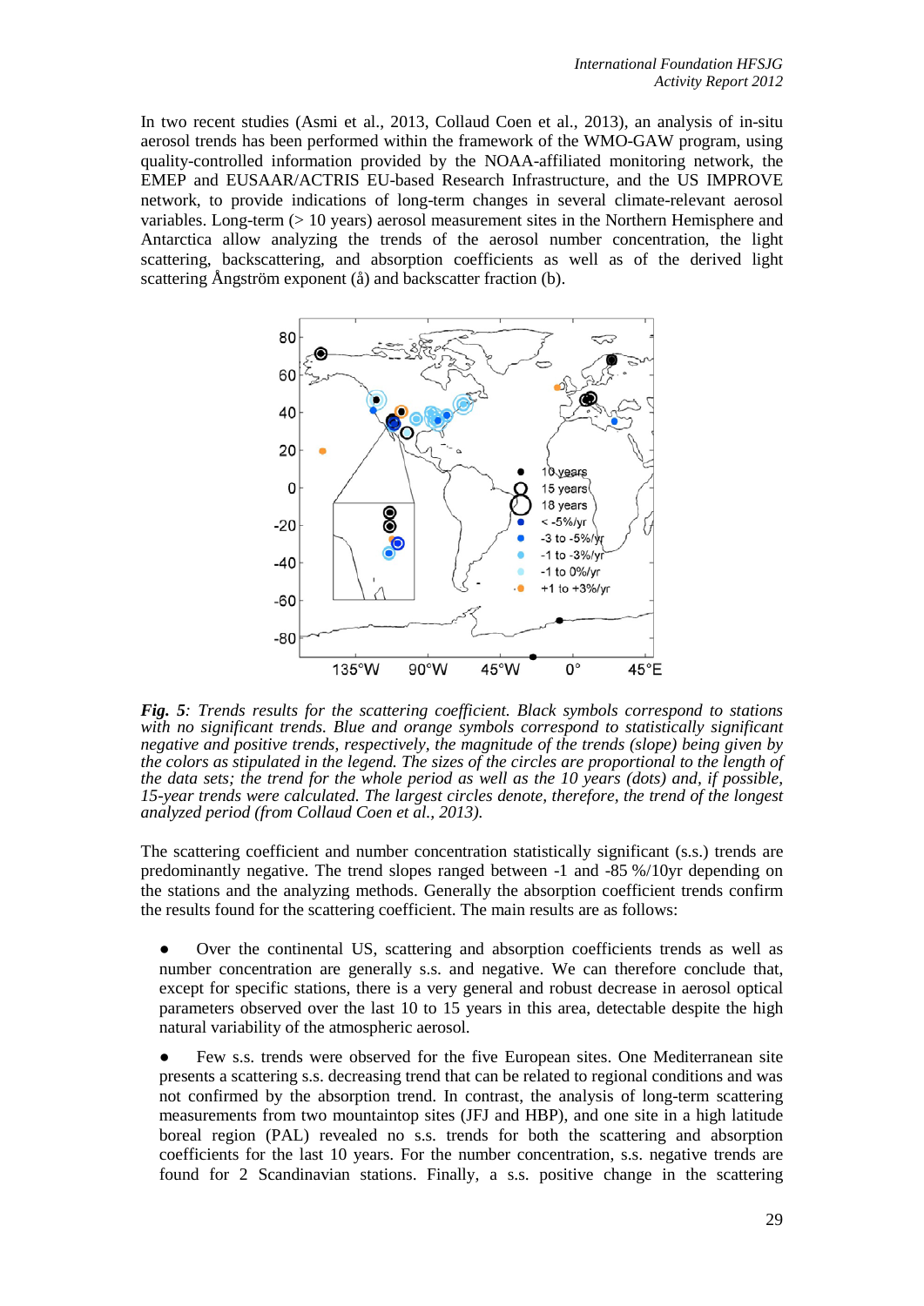In two recent studies (Asmi et al., 2013, Collaud Coen et al., 2013), an analysis of in-situ aerosol trends has been performed within the framework of the WMO-GAW program, using quality-controlled information provided by the NOAA-affiliated monitoring network, the EMEP and EUSAAR/ACTRIS EU-based Research Infrastructure, and the US IMPROVE network, to provide indications of long-term changes in several climate-relevant aerosol variables. Long-term (> 10 years) aerosol measurement sites in the Northern Hemisphere and Antarctica allow analyzing the trends of the aerosol number concentration, the light scattering, backscattering, and absorption coefficients as well as of the derived light scattering Ångström exponent (å) and backscatter fraction (b).

***Fig. 5****: Trends results for the scattering coefficient. Black symbols correspond to stations with no significant trends. Blue and orange symbols correspond to statistically significant negative and positive trends, respectively, the magnitude of the trends (slope) being given by the colors as stipulated in the legend. The sizes of the circles are proportional to the length of the data sets; the trend for the whole period as well as the 10 years (dots) and, if possible, 15-year trends were calculated. The largest circles denote, therefore, the trend of the longest analyzed period (from Collaud Coen et al., 2013).*

The scattering coefficient and number concentration statistically significant (s.s.) trends are predominantly negative. The trend slopes ranged between -1 and -85 %/10yr depending on the stations and the analyzing methods. Generally the absorption coefficient trends confirm the results found for the scattering coefficient. The main results are as follows:

- Over the continental US, scattering and absorption coefficients trends as well as number concentration are generally s.s. and negative. We can therefore conclude that, except for specific stations, there is a very general and robust decrease in aerosol optical parameters observed over the last 10 to 15 years in this area, detectable despite the high natural variability of the atmospheric aerosol.

- Few s.s. trends were observed for the five European sites. One Mediterranean site presents a scattering s.s. decreasing trend that can be related to regional conditions and was not confirmed by the absorption trend. In contrast, the analysis of long-term scattering measurements from two mountaintop sites (JFJ and HBP), and one site in a high latitude boreal region (PAL) revealed no s.s. trends for both the scattering and absorption coefficients for the last 10 years. For the number concentration, s.s. negative trends are found for 2 Scandinavian stations. Finally, a s.s. positive change in the scattering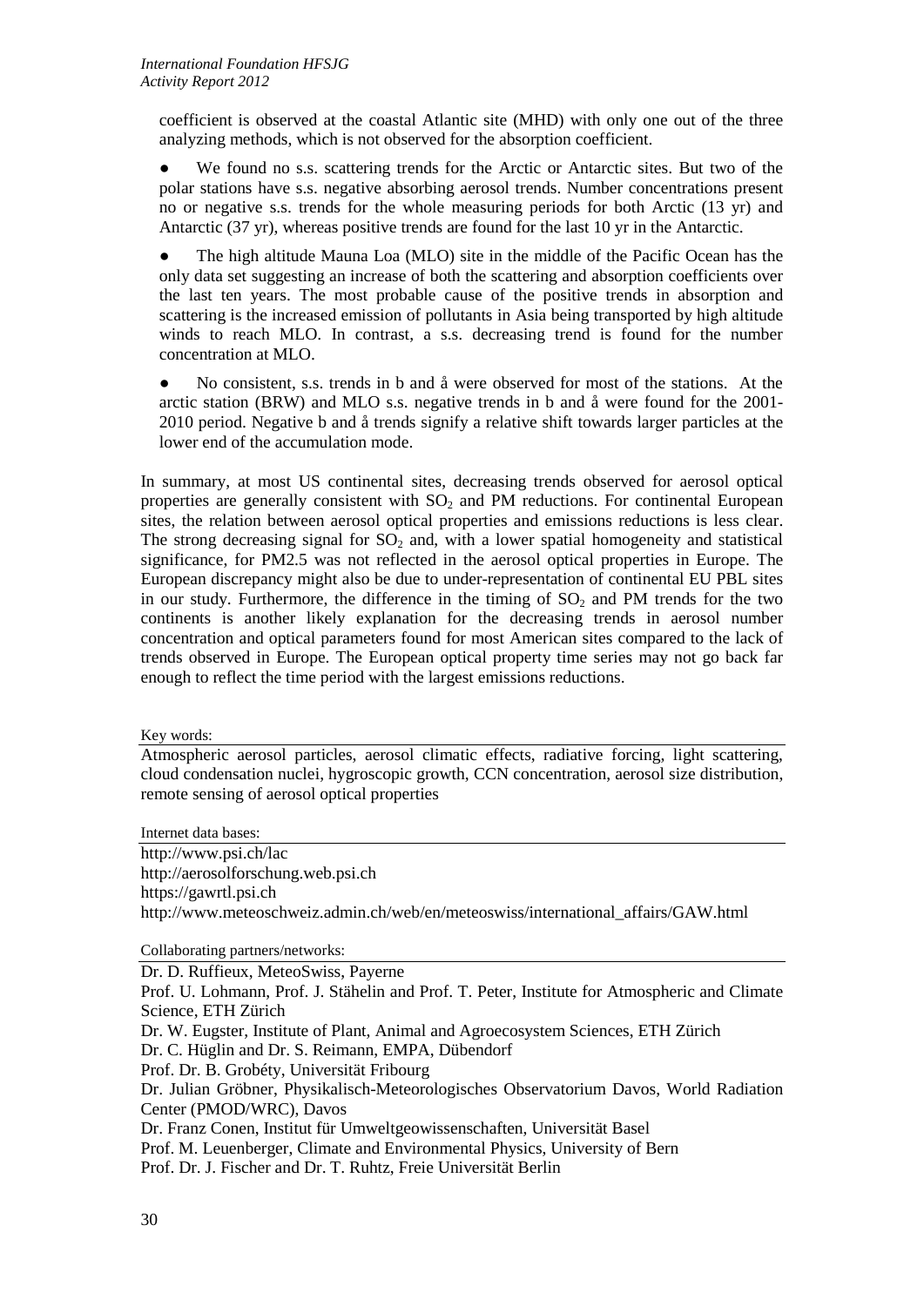coefficient is observed at the coastal Atlantic site (MHD) with only one out of the three analyzing methods, which is not observed for the absorption coefficient.

- We found no s.s. scattering trends for the Arctic or Antarctic sites. But two of the polar stations have s.s. negative absorbing aerosol trends. Number concentrations present no or negative s.s. trends for the whole measuring periods for both Arctic (13 yr) and Antarctic (37 yr), whereas positive trends are found for the last 10 yr in the Antarctic.
- The high altitude Mauna Loa (MLO) site in the middle of the Pacific Ocean has the only data set suggesting an increase of both the scattering and absorption coefficients over the last ten years. The most probable cause of the positive trends in absorption and scattering is the increased emission of pollutants in Asia being transported by high altitude winds to reach MLO. In contrast, a s.s. decreasing trend is found for the number concentration at MLO.
- No consistent, s.s. trends in b and å were observed for most of the stations. At the arctic station (BRW) and MLO s.s. negative trends in b and å were found for the 2001-2010 period. Negative b and å trends signify a relative shift towards larger particles at the lower end of the accumulation mode.

In summary, at most US continental sites, decreasing trends observed for aerosol optical properties are generally consistent with $SO_2$ and PM reductions. For continental European sites, the relation between aerosol optical properties and emissions reductions is less clear. The strong decreasing signal for $SO_2$ and, with a lower spatial homogeneity and statistical significance, for PM2.5 was not reflected in the aerosol optical properties in Europe. The European discrepancy might also be due to under-representation of continental EU PBL sites in our study. Furthermore, the difference in the timing of $SO_2$ and PM trends for the two continents is another likely explanation for the decreasing trends in aerosol number concentration and optical parameters found for most American sites compared to the lack of trends observed in Europe. The European optical property time series may not go back far enough to reflect the time period with the largest emissions reductions.

Key words:

Atmospheric aerosol particles, aerosol climatic effects, radiative forcing, light scattering, cloud condensation nuclei, hygroscopic growth, CCN concentration, aerosol size distribution, remote sensing of aerosol optical properties

Internet data bases:

http://www.psi.ch/lac
http://aerosolforschung.web.psi.ch
https://gawrtl.psi.ch
http://www.meteoschweiz.admin.ch/web/en/meteoswiss/international_affairs/GAW.html

Collaborating partners/networks:

Dr. D. Ruffieux, MeteoSwiss, Payerne
Prof. U. Lohmann, Prof. J. Stähelin and Prof. T. Peter, Institute for Atmospheric and Climate Science, ETH Zürich
Dr. W. Eugster, Institute of Plant, Animal and Agroecosystem Sciences, ETH Zürich
Dr. C. Hüglin and Dr. S. Reimann, EMPA, Dübendorf
Prof. Dr. B. Grobéty, Universität Fribourg
Dr. Julian Gröbner, Physikalisch-Meteorologisches Observatorium Davos, World Radiation Center (PMOD/WRC), Davos
Dr. Franz Conen, Institut für Umweltgeowissenschaften, Universität Basel
Prof. M. Leuenberger, Climate and Environmental Physics, University of Bern
Prof. Dr. J. Fischer and Dr. T. Ruhtz, Freie Universität Berlin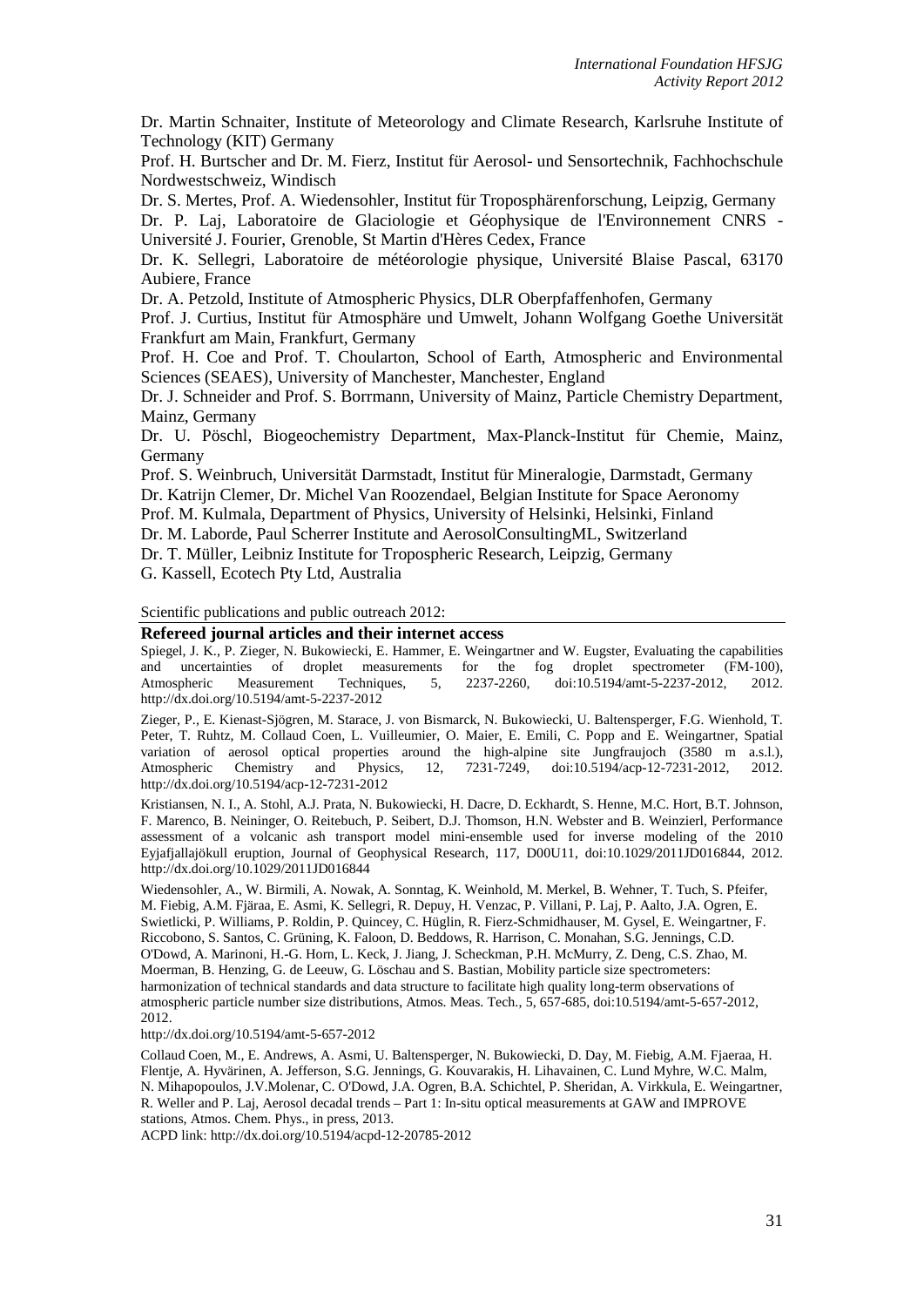Dr. Martin Schnaiter, Institute of Meteorology and Climate Research, Karlsruhe Institute of Technology (KIT) Germany

Prof. H. Burtscher and Dr. M. Fierz, Institut für Aerosol- und Sensortechnik, Fachhochschule Nordwestschweiz, Windisch

Dr. S. Mertes, Prof. A. Wiedensohler, Institut für Troposphärenforschung, Leipzig, Germany

Dr. P. Laj, Laboratoire de Glaciologie et Géophysique de l'Environnement CNRS - Université J. Fourier, Grenoble, St Martin d'Hères Cedex, France

Dr. K. Sellegri, Laboratoire de météorologie physique, Université Blaise Pascal, 63170 Aubiere, France

Dr. A. Petzold, Institute of Atmospheric Physics, DLR Oberpfaffenhofen, Germany

Prof. J. Curtius, Institut für Atmosphäre und Umwelt, Johann Wolfgang Goethe Universität Frankfurt am Main, Frankfurt, Germany

Prof. H. Coe and Prof. T. Choularton, School of Earth, Atmospheric and Environmental Sciences (SEAES), University of Manchester, Manchester, England

Dr. J. Schneider and Prof. S. Borrmann, University of Mainz, Particle Chemistry Department, Mainz, Germany

Dr. U. Pöschl, Biogeochemistry Department, Max-Planck-Institut für Chemie, Mainz, Germany

Prof. S. Weinbruch, Universität Darmstadt, Institut für Mineralogie, Darmstadt, Germany

Dr. Katrijn Clemer, Dr. Michel Van Roozendael, Belgian Institute for Space Aeronomy

Prof. M. Kulmala, Department of Physics, University of Helsinki, Helsinki, Finland

Dr. M. Laborde, Paul Scherrer Institute and AerosolConsultingML, Switzerland

Dr. T. Müller, Leibniz Institute for Tropospheric Research, Leipzig, Germany

G. Kassell, Ecotech Pty Ltd, Australia

Scientific publications and public outreach 2012:

## Refereed journal articles and their internet access

Spiegel, J. K., P. Zieger, N. Bukowiecki, E. Hammer, E. Weingartner and W. Eugster, Evaluating the capabilities and uncertainties of droplet measurements for the fog droplet spectrometer (FM-100), Atmospheric Measurement Techniques, 5, 2237-2260, doi:10.5194/amt-5-2237-2012, 2012. http://dx.doi.org/10.5194/amt-5-2237-2012

Zieger, P., E. Kienast-Sjögren, M. Starace, J. von Bismarck, N. Bukowiecki, U. Baltensperger, F.G. Wienhold, T. Peter, T. Ruhtz, M. Collaud Coen, L. Vuilleumier, O. Maier, E. Emili, C. Popp and E. Weingartner, Spatial variation of aerosol optical properties around the high-alpine site Jungfraujoch (3580 m a.s.l.), Atmospheric Chemistry and Physics, 12, 7231-7249, doi:10.5194/acp-12-7231-2012, 2012. http://dx.doi.org/10.5194/acp-12-7231-2012

Kristiansen, N. I., A. Stohl, A.J. Prata, N. Bukowiecki, H. Dacre, D. Eckhardt, S. Henne, M.C. Hort, B.T. Johnson, F. Marenco, B. Neininger, O. Reitebuch, P. Seibert, D.J. Thomson, H.N. Webster and B. Weinzierl, Performance assessment of a volcanic ash transport model mini-ensemble used for inverse modeling of the 2010 Eyjafjallajökull eruption, Journal of Geophysical Research, 117, D00U11, doi:10.1029/2011JD016844, 2012. http://dx.doi.org/10.1029/2011JD016844

Wiedensohler, A., W. Birmili, A. Nowak, A. Sonntag, K. Weinhold, M. Merkel, B. Wehner, T. Tuch, S. Pfeifer, M. Fiebig, A.M. Fjäraa, E. Asmi, K. Sellegri, R. Depuy, H. Venzac, P. Villani, P. Laj, P. Aalto, J.A. Ogren, E. Swietlicki, P. Williams, P. Roldin, P. Quincey, C. Hüglin, R. Fierz-Schmidhauser, M. Gysel, E. Weingartner, F. Riccobono, S. Santos, C. Grüning, K. Faloon, D. Beddows, R. Harrison, C. Monahan, S.G. Jennings, C.D. O'Dowd, A. Marinoni, H.-G. Horn, L. Keck, J. Jiang, J. Scheckman, P.H. McMurry, Z. Deng, C.S. Zhao, M. Moerman, B. Henzing, G. de Leeuw, G. Löschau and S. Bastian, Mobility particle size spectrometers: harmonization of technical standards and data structure to facilitate high quality long-term observations of atmospheric particle number size distributions, Atmos. Meas. Tech., 5, 657-685, doi:10.5194/amt-5-657-2012, 2012.
http://dx.doi.org/10.5194/amt-5-657-2012

Collaud Coen, M., E. Andrews, A. Asmi, U. Baltensperger, N. Bukowiecki, D. Day, M. Fiebig, A.M. Fjaeraa, H. Flentje, A. Hyvärinen, A. Jefferson, S.G. Jennings, G. Kouvarakis, H. Lihavainen, C. Lund Myhre, W.C. Malm, N. Mihapopoulos, J.V.Molenar, C. O'Dowd, J.A. Ogren, B.A. Schichtel, P. Sheridan, A. Virkkula, E. Weingartner, R. Weller and P. Laj, Aerosol decadal trends – Part 1: In-situ optical measurements at GAW and IMPROVE stations, Atmos. Chem. Phys., in press, 2013.
ACPD link: http://dx.doi.org/10.5194/acpd-12-20785-2012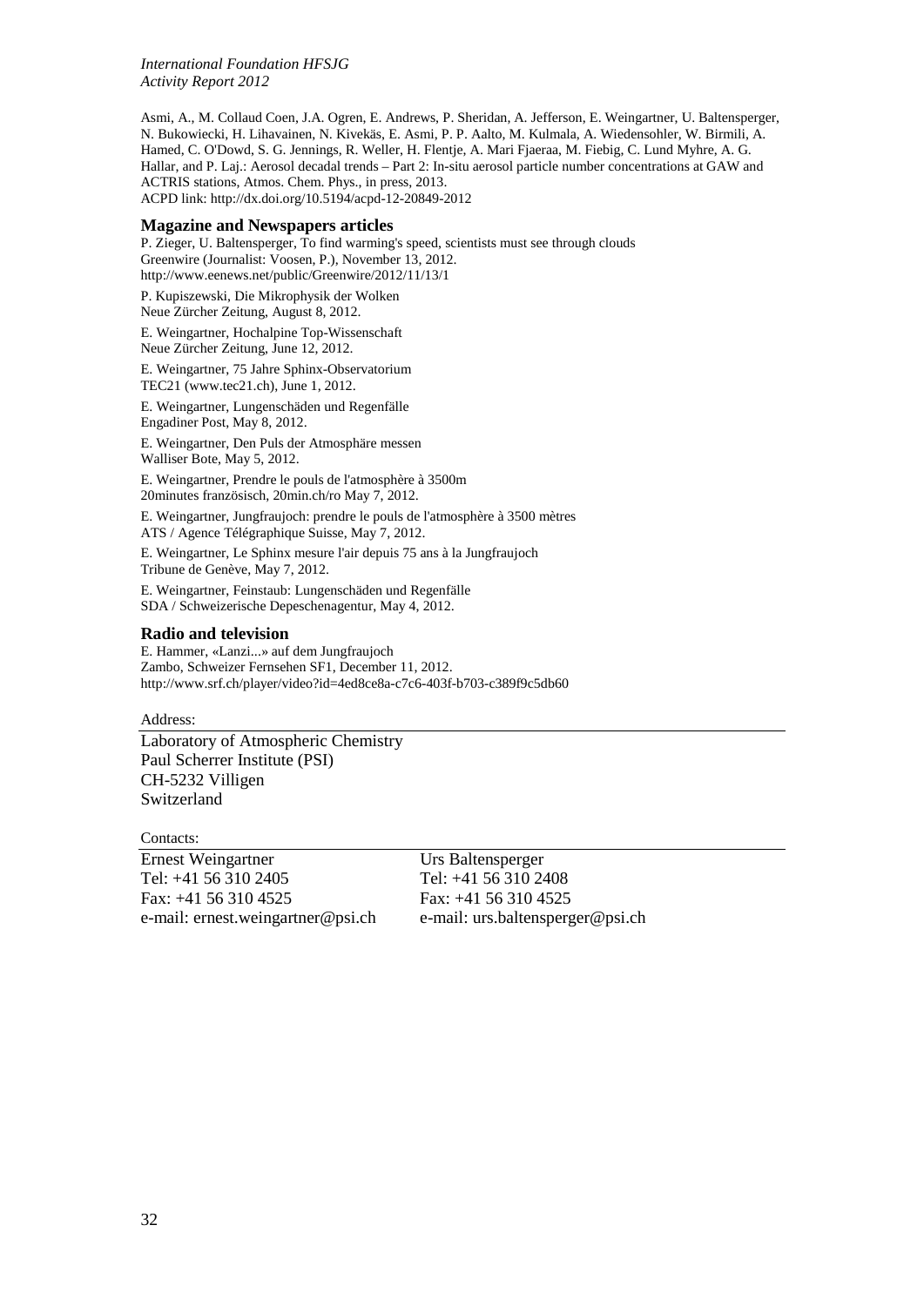Asmi, A., M. Collaud Coen, J.A. Ogren, E. Andrews, P. Sheridan, A. Jefferson, E. Weingartner, U. Baltensperger, N. Bukowiecki, H. Lihavainen, N. Kivekäs, E. Asmi, P. P. Aalto, M. Kulmala, A. Wiedensohler, W. Birmili, A. Hamed, C. O'Dowd, S. G. Jennings, R. Weller, H. Flentje, A. Mari Fjaeraa, M. Fiebig, C. Lund Myhre, A. G. Hallar, and P. Laj.: Aerosol decadal trends – Part 2: In-situ aerosol particle number concentrations at GAW and ACTRIS stations, Atmos. Chem. Phys., in press, 2013.
ACPD link: http://dx.doi.org/10.5194/acpd-12-20849-2012

### Magazine and Newspapers articles

P. Zieger, U. Baltensperger, To find warming's speed, scientists must see through clouds
Greenwire (Journalist: Voosen, P.), November 13, 2012.
http://www.eenews.net/public/Greenwire/2012/11/13/1

P. Kupiszewski, Die Mikrophysik der Wolken
Neue Zürcher Zeitung, August 8, 2012.

E. Weingartner, Hochalpine Top-Wissenschaft
Neue Zürcher Zeitung, June 12, 2012.

E. Weingartner, 75 Jahre Sphinx-Observatorium
TEC21 (www.tec21.ch), June 1, 2012.

E. Weingartner, Lungenschäden und Regenfälle
Engadiner Post, May 8, 2012.

E. Weingartner, Den Puls der Atmosphäre messen
Walliser Bote, May 5, 2012.

E. Weingartner, Prendre le pouls de l'atmosphère à 3500m
20minutes französisch, 20min.ch/ro May 7, 2012.

E. Weingartner, Jungfraujoch: prendre le pouls de l'atmosphère à 3500 mètres
ATS / Agence Télégraphique Suisse, May 7, 2012.

E. Weingartner, Le Sphinx mesure l'air depuis 75 ans à la Jungfraujoch
Tribune de Genève, May 7, 2012.

E. Weingartner, Feinstaub: Lungenschäden und Regenfälle
SDA / Schweizerische Depeschenagentur, May 4, 2012.

### Radio and television

E. Hammer, «Lanzi...» auf dem Jungfraujoch
Zambo, Schweizer Fernsehen SF1, December 11, 2012.
http://www.srf.ch/player/video?id=4ed8ce8a-c7c6-403f-b703-c389f9c5db60

Address:

Laboratory of Atmospheric Chemistry
Paul Scherrer Institute (PSI)
CH-5232 Villigen
Switzerland

Contacts:

| | |
|---|---|
| Ernest Weingartner | Urs Baltensperger |
| Tel: +41 56 310 2405 | Tel: +41 56 310 2408 |
| Fax: +41 56 310 4525 | Fax: +41 56 310 4525 |
| e-mail: ernest.weingartner@psi.ch | e-mail: urs.baltensperger@psi.ch |